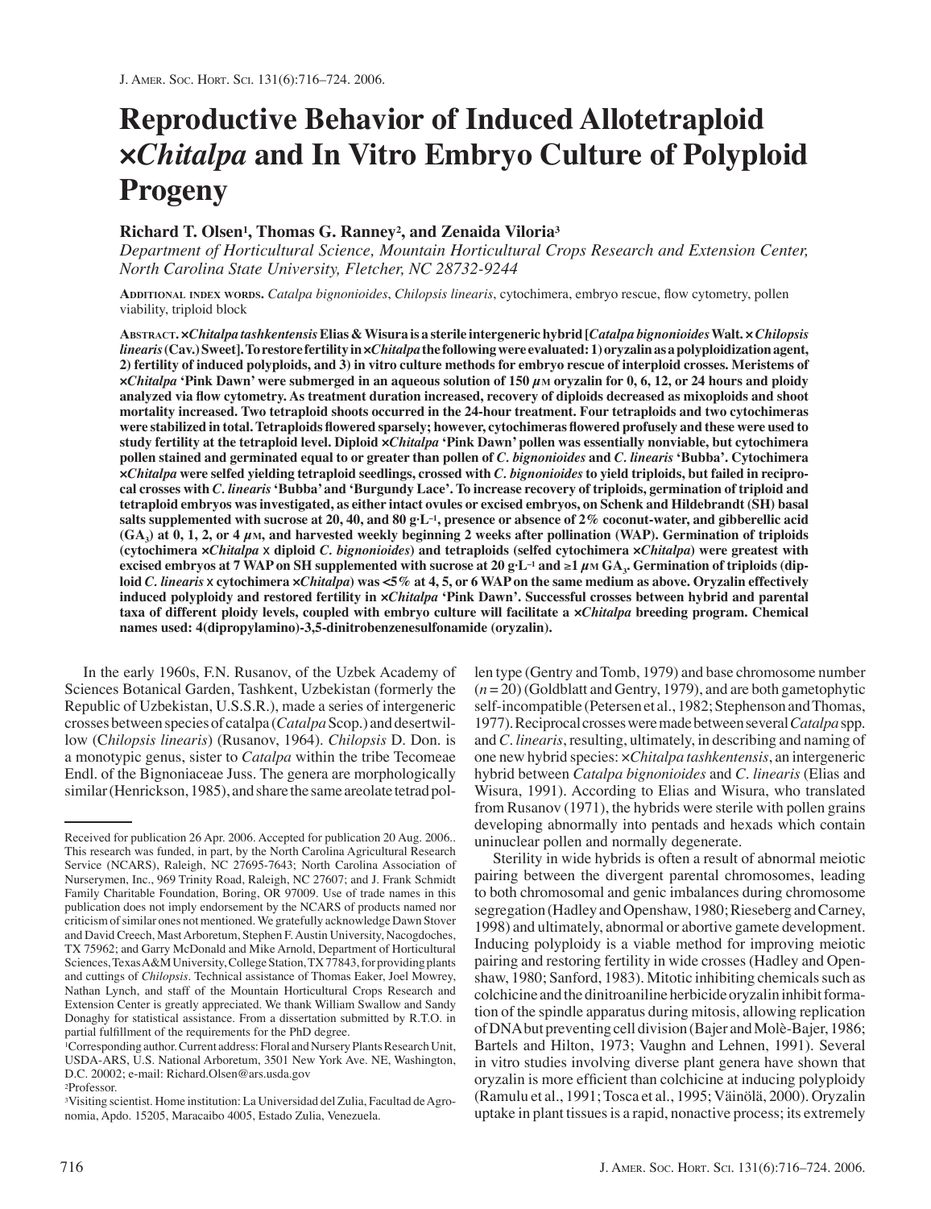# Reproductive Behavior of Induced Allotetraploid ×*Chitalpa* and In Vitro Embryo Culture of Polyploid Progeny

**Richard T. Olsen[1], Thomas G. Ranney[2], and Zenaida Viloria[3]**

*Department of Horticultural Science, Mountain Horticultural Crops Research and Extension Center, North Carolina State University, Fletcher, NC 28732-9244*

**Additional index words.** *Catalpa bignonioides*, *Chilopsis linearis*, cytochimera, embryo rescue, flow cytometry, pollen viability, triploid block

**Abstract.** **×*Chitalpa tashkentensis* Elias & Wisura is a sterile intergeneric hybrid [*Catalpa bignonioides* Walt. × *Chilopsis linearis* (Cav.) Sweet]. To restore fertility in ×*Chitalpa* the following were evaluated: 1) oryzalin as a polyploidization agent, 2) fertility of induced polyploids, and 3) in vitro culture methods for embryo rescue of interploid crosses. Meristems of ×*Chitalpa* 'Pink Dawn' were submerged in an aqueous solution of 150 $\mu$M oryzalin for 0, 6, 12, or 24 hours and ploidy analyzed via flow cytometry. As treatment duration increased, recovery of diploids decreased as mixoploids and shoot mortality increased. Two tetraploid shoots occurred in the 24-hour treatment. Four tetraploids and two cytochimeras were stabilized in total. Tetraploids flowered sparsely; however, cytochimeras flowered profusely and these were used to study fertility at the tetraploid level. Diploid ×*Chitalpa* 'Pink Dawn' pollen was essentially nonviable, but cytochimera pollen stained and germinated equal to or greater than pollen of *C. bignonioides* and *C. linearis* 'Bubba'. Cytochimera ×*Chitalpa* were selfed yielding tetraploid seedlings, crossed with *C. bignonioides* to yield triploids, but failed in reciprocal crosses with *C. linearis* 'Bubba' and 'Burgundy Lace'. To increase recovery of triploids, germination of triploid and tetraploid embryos was investigated, as either intact ovules or excised embryos, on Schenk and Hildebrandt (SH) basal salts supplemented with sucrose at 20, 40, and 80 g·L$^{-1}$, presence or absence of 2% coconut-water, and gibberellic acid ($GA_3$) at 0, 1, 2, or 4 $\mu$M, and harvested weekly beginning 2 weeks after pollination (WAP). Germination of triploids (cytochimera ×*Chitalpa* x diploid *C. bignonioides*) and tetraploids (selfed cytochimera ×*Chitalpa*) were greatest with excised embryos at 7 WAP on SH supplemented with sucrose at 20 g·L$^{-1}$ and ≥1 $\mu$M $GA_3$. Germination of triploids (diploid *C. linearis* x cytochimera ×*Chitalpa*) was <5% at 4, 5, or 6 WAP on the same medium as above. Oryzalin effectively induced polyploidy and restored fertility in ×*Chitalpa* 'Pink Dawn'. Successful crosses between hybrid and parental taxa of different ploidy levels, coupled with embryo culture will facilitate a ×*Chitalpa* breeding program. Chemical names used: 4(dipropylamino)-3,5-dinitrobenzenesulfonamide (oryzalin).**

In the early 1960s, F.N. Rusanov, of the Uzbek Academy of Sciences Botanical Garden, Tashkent, Uzbekistan (formerly the Republic of Uzbekistan, U.S.S.R.), made a series of intergeneric crosses between species of catalpa (*Catalpa* Scop.) and desertwillow (C*hilopsis linearis*) (Rusanov, 1964). *Chilopsis* D. Don. is a monotypic genus, sister to *Catalpa* within the tribe Tecomeae Endl. of the Bignoniaceae Juss. The genera are morphologically similar (Henrickson, 1985), and share the same areolate tetrad pollen type (Gentry and Tomb, 1979) and base chromosome number ($n = 20$) (Goldblatt and Gentry, 1979), and are both gametophytic self-incompatible (Petersen et al., 1982; Stephenson and Thomas, 1977). Reciprocal crosses were made between several *Catalpa* spp. and *C. linearis*, resulting, ultimately, in describing and naming of one new hybrid species: ×*Chitalpa tashkentensis*, an intergeneric hybrid between *Catalpa bignonioides* and *C. linearis* (Elias and Wisura, 1991). According to Elias and Wisura, who translated from Rusanov (1971), the hybrids were sterile with pollen grains developing abnormally into pentads and hexads which contain uninuclear pollen and normally degenerate.

Sterility in wide hybrids is often a result of abnormal meiotic pairing between the divergent parental chromosomes, leading to both chromosomal and genic imbalances during chromosome segregation (Hadley and Openshaw, 1980; Rieseberg and Carney, 1998) and ultimately, abnormal or abortive gamete development. Inducing polyploidy is a viable method for improving meiotic pairing and restoring fertility in wide crosses (Hadley and Openshaw, 1980; Sanford, 1983). Mitotic inhibiting chemicals such as colchicine and the dinitroaniline herbicide oryzalin inhibit formation of the spindle apparatus during mitosis, allowing replication of DNA but preventing cell division (Bajer and Molè-Bajer, 1986; Bartels and Hilton, 1973; Vaughn and Lehnen, 1991). Several in vitro studies involving diverse plant genera have shown that oryzalin is more efficient than colchicine at inducing polyploidy (Ramulu et al., 1991; Tosca et al., 1995; Väinölä, 2000). Oryzalin uptake in plant tissues is a rapid, nonactive process; its extremely

---

Received for publication 26 Apr. 2006. Accepted for publication 20 Aug. 2006.. This research was funded, in part, by the North Carolina Agricultural Research Service (NCARS), Raleigh, NC 27695-7643; North Carolina Association of Nurserymen, Inc., 969 Trinity Road, Raleigh, NC 27607; and J. Frank Schmidt Family Charitable Foundation, Boring, OR 97009. Use of trade names in this publication does not imply endorsement by the NCARS of products named nor criticism of similar ones not mentioned. We gratefully acknowledge Dawn Stover and David Creech, Mast Arboretum, Stephen F. Austin University, Nacogdoches, TX 75962; and Garry McDonald and Mike Arnold, Department of Horticultural Sciences, Texas A&M University, College Station, TX 77843, for providing plants and cuttings of *Chilopsis*. Technical assistance of Thomas Eaker, Joel Mowrey, Nathan Lynch, and staff of the Mountain Horticultural Crops Research and Extension Center is greatly appreciated. We thank William Swallow and Sandy Donaghy for statistical assistance. From a dissertation submitted by R.T.O. in partial fulfillment of the requirements for the PhD degree.

[1]Corresponding author. Current address: Floral and Nursery Plants Research Unit, USDA-ARS, U.S. National Arboretum, 3501 New York Ave. NE, Washington, D.C. 20002; e-mail: Richard.Olsen@ars.usda.gov

[2]Professor.

[3]Visiting scientist. Home institution: La Universidad del Zulia, Facultad de Agronomia, Apdo. 15205, Maracaibo 4005, Estado Zulia, Venezuela.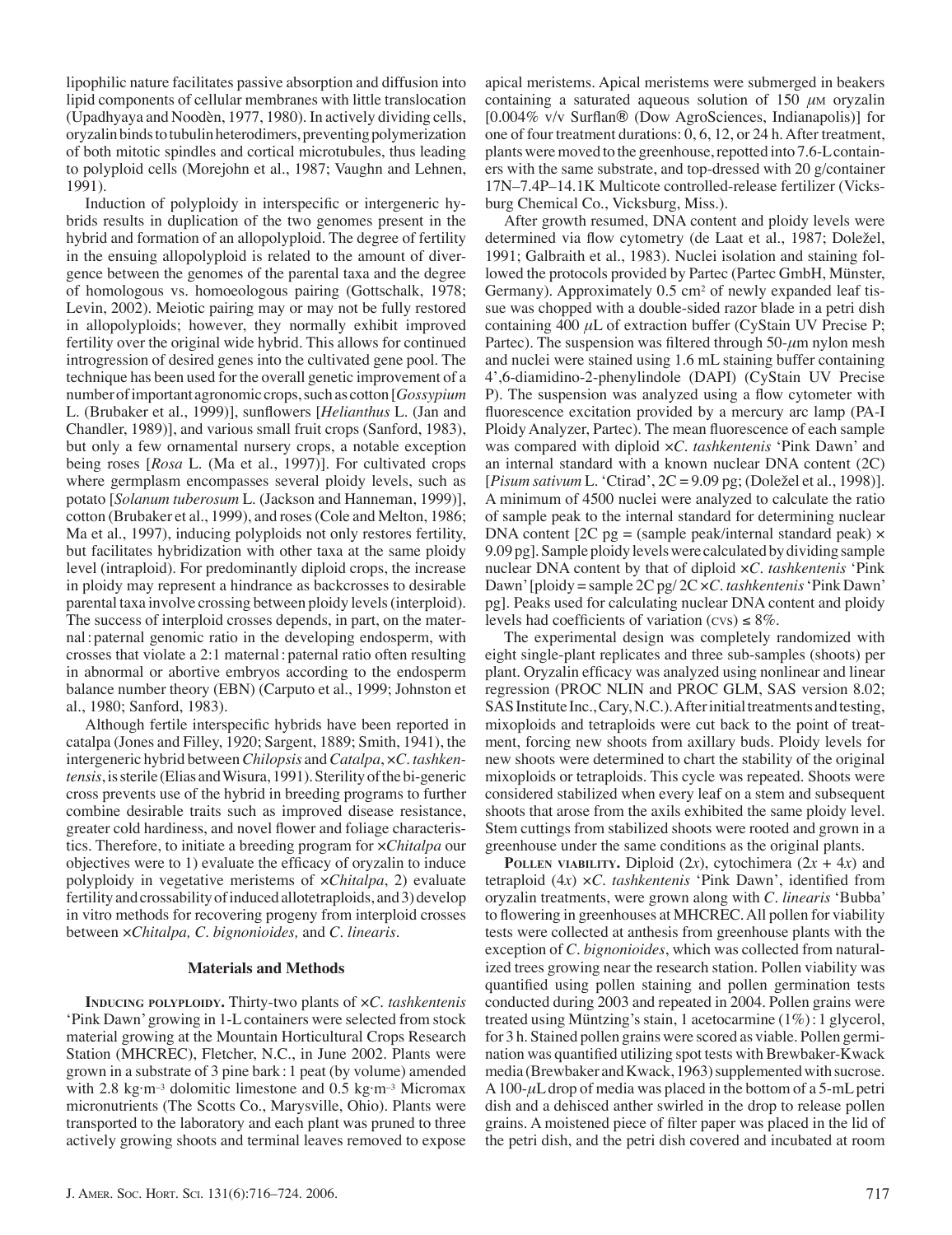lipophilic nature facilitates passive absorption and diffusion into lipid components of cellular membranes with little translocation (Upadhyaya and Noodèn, 1977, 1980). In actively dividing cells, oryzalin binds to tubulin heterodimers, preventing polymerization of both mitotic spindles and cortical microtubules, thus leading to polyploid cells (Morejohn et al., 1987; Vaughn and Lehnen, 1991).

Induction of polyploidy in interspecific or intergeneric hybrids results in duplication of the two genomes present in the hybrid and formation of an allopolyploid. The degree of fertility in the ensuing allopolyploid is related to the amount of divergence between the genomes of the parental taxa and the degree of homologous vs. homoeologous pairing (Gottschalk, 1978; Levin, 2002). Meiotic pairing may or may not be fully restored in allopolyploids; however, they normally exhibit improved fertility over the original wide hybrid. This allows for continued introgression of desired genes into the cultivated gene pool. The technique has been used for the overall genetic improvement of a number of important agronomic crops, such as cotton [*Gossypium* L. (Brubaker et al., 1999)], sunflowers [*Helianthus* L. (Jan and Chandler, 1989)], and various small fruit crops (Sanford, 1983), but only a few ornamental nursery crops, a notable exception being roses [*Rosa* L. (Ma et al., 1997)]. For cultivated crops where germplasm encompasses several ploidy levels, such as potato [*Solanum tuberosum* L. (Jackson and Hanneman, 1999)], cotton (Brubaker et al., 1999), and roses (Cole and Melton, 1986; Ma et al., 1997), inducing polyploids not only restores fertility, but facilitates hybridization with other taxa at the same ploidy level (intraploid). For predominantly diploid crops, the increase in ploidy may represent a hindrance as backcrosses to desirable parental taxa involve crossing between ploidy levels (interploid). The success of interploid crosses depends, in part, on the maternal : paternal genomic ratio in the developing endosperm, with crosses that violate a 2:1 maternal : paternal ratio often resulting in abnormal or abortive embryos according to the endosperm balance number theory (EBN) (Carputo et al., 1999; Johnston et al., 1980; Sanford, 1983).

Although fertile interspecific hybrids have been reported in catalpa (Jones and Filley, 1920; Sargent, 1889; Smith, 1941), the intergeneric hybrid between *Chilopsis* and *Catalpa*, ×*C. tashkentensis*, is sterile (Elias and Wisura, 1991). Sterility of the bi-generic cross prevents use of the hybrid in breeding programs to further combine desirable traits such as improved disease resistance, greater cold hardiness, and novel flower and foliage characteristics. Therefore, to initiate a breeding program for ×*Chitalpa* our objectives were to 1) evaluate the efficacy of oryzalin to induce polyploidy in vegetative meristems of ×*Chitalpa*, 2) evaluate fertility and crossability of induced allotetraploids, and 3) develop in vitro methods for recovering progeny from interploid crosses between ×*Chitalpa, C. bignonioides,* and *C. linearis*.

## Materials and Methods

**Inducing polyploidy.** Thirty-two plants of ×*C. tashkentenis* 'Pink Dawn' growing in 1-L containers were selected from stock material growing at the Mountain Horticultural Crops Research Station (MHCREC), Fletcher, N.C., in June 2002. Plants were grown in a substrate of 3 pine bark : 1 peat (by volume) amended with 2.8 kg·m$^{-3}$ dolomitic limestone and 0.5 kg·m$^{-3}$ Micromax micronutrients (The Scotts Co., Marysville, Ohio). Plants were transported to the laboratory and each plant was pruned to three actively growing shoots and terminal leaves removed to expose apical meristems. Apical meristems were submerged in beakers containing a saturated aqueous solution of 150 $\mu$M oryzalin [0.004% v/v Surflan® (Dow AgroSciences, Indianapolis)] for one of four treatment durations: 0, 6, 12, or 24 h. After treatment, plants were moved to the greenhouse, repotted into 7.6-L containers with the same substrate, and top-dressed with 20 g/container 17N–7.4P–14.1K Multicote controlled-release fertilizer (Vicksburg Chemical Co., Vicksburg, Miss.).

After growth resumed, DNA content and ploidy levels were determined via flow cytometry (de Laat et al., 1987; Doležel, 1991; Galbraith et al., 1983). Nuclei isolation and staining followed the protocols provided by Partec (Partec GmbH, Münster, Germany). Approximately 0.5 cm$^2$ of newly expanded leaf tissue was chopped with a double-sided razor blade in a petri dish containing 400 $\mu$L of extraction buffer (CyStain UV Precise P; Partec). The suspension was filtered through 50-$\mu$m nylon mesh and nuclei were stained using 1.6 mL staining buffer containing 4',6-diamidino-2-phenylindole (DAPI) (CyStain UV Precise P). The suspension was analyzed using a flow cytometer with fluorescence excitation provided by a mercury arc lamp (PA-I Ploidy Analyzer, Partec). The mean fluorescence of each sample was compared with diploid ×*C. tashkentenis* 'Pink Dawn' and an internal standard with a known nuclear DNA content (2C) [*Pisum sativum* L. 'Ctirad', 2C = 9.09 pg; (Doležel et al., 1998)]. A minimum of 4500 nuclei were analyzed to calculate the ratio of sample peak to the internal standard for determining nuclear DNA content [2C pg = (sample peak/internal standard peak) × 9.09 pg]. Sample ploidy levels were calculated by dividing sample nuclear DNA content by that of diploid ×*C. tashkentenis* 'Pink Dawn' [ploidy = sample 2C pg/ 2C ×*C. tashkentenis* 'Pink Dawn' pg]. Peaks used for calculating nuclear DNA content and ploidy levels had coefficients of variation (CVs) ≤ 8%.

The experimental design was completely randomized with eight single-plant replicates and three sub-samples (shoots) per plant. Oryzalin efficacy was analyzed using nonlinear and linear regression (PROC NLIN and PROC GLM, SAS version 8.02; SAS Institute Inc., Cary, N.C.). After initial treatments and testing, mixoploids and tetraploids were cut back to the point of treatment, forcing new shoots from axillary buds. Ploidy levels for new shoots were determined to chart the stability of the original mixoploids or tetraploids. This cycle was repeated. Shoots were considered stabilized when every leaf on a stem and subsequent shoots that arose from the axils exhibited the same ploidy level. Stem cuttings from stabilized shoots were rooted and grown in a greenhouse under the same conditions as the original plants.

**Pollen viability.** Diploid (2*x*), cytochimera (2*x* + 4*x*) and tetraploid (4*x*) ×*C. tashkentenis* 'Pink Dawn', identified from oryzalin treatments, were grown along with *C. linearis* 'Bubba' to flowering in greenhouses at MHCREC. All pollen for viability tests were collected at anthesis from greenhouse plants with the exception of *C. bignonioides*, which was collected from naturalized trees growing near the research station. Pollen viability was quantified using pollen staining and pollen germination tests conducted during 2003 and repeated in 2004. Pollen grains were treated using Müntzing's stain, 1 acetocarmine (1%) : 1 glycerol, for 3 h. Stained pollen grains were scored as viable. Pollen germination was quantified utilizing spot tests with Brewbaker-Kwack media (Brewbaker and Kwack, 1963) supplemented with sucrose. A 100-$\mu$L drop of media was placed in the bottom of a 5-mL petri dish and a dehisced anther swirled in the drop to release pollen grains. A moistened piece of filter paper was placed in the lid of the petri dish, and the petri dish covered and incubated at room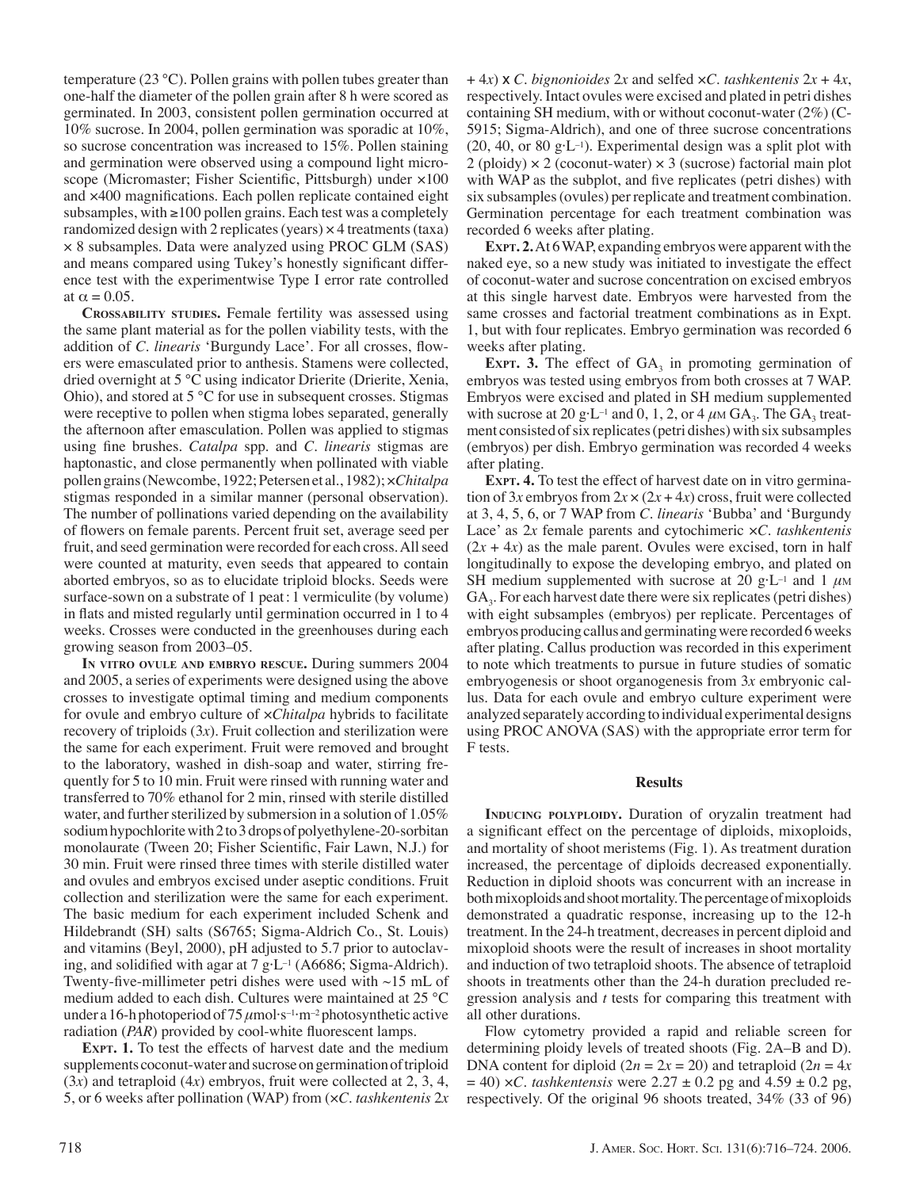temperature (23 °C). Pollen grains with pollen tubes greater than one-half the diameter of the pollen grain after 8 h were scored as germinated. In 2003, consistent pollen germination occurred at 10% sucrose. In 2004, pollen germination was sporadic at 10%, so sucrose concentration was increased to 15%. Pollen staining and germination were observed using a compound light microscope (Micromaster; Fisher Scientific, Pittsburgh) under ×100 and ×400 magnifications. Each pollen replicate contained eight subsamples, with ≥100 pollen grains. Each test was a completely randomized design with 2 replicates (years) × 4 treatments (taxa) × 8 subsamples. Data were analyzed using PROC GLM (SAS) and means compared using Tukey's honestly significant difference test with the experimentwise Type I error rate controlled at $\alpha = 0.05$.

**Crossability studies.** Female fertility was assessed using the same plant material as for the pollen viability tests, with the addition of *C. linearis* 'Burgundy Lace'. For all crosses, flowers were emasculated prior to anthesis. Stamens were collected, dried overnight at 5 °C using indicator Drierite (Drierite, Xenia, Ohio), and stored at 5 °C for use in subsequent crosses. Stigmas were receptive to pollen when stigma lobes separated, generally the afternoon after emasculation. Pollen was applied to stigmas using fine brushes. *Catalpa* spp. and *C. linearis* stigmas are haptonastic, and close permanently when pollinated with viable pollen grains (Newcombe, 1922; Petersen et al., 1982); ×*Chitalpa* stigmas responded in a similar manner (personal observation). The number of pollinations varied depending on the availability of flowers on female parents. Percent fruit set, average seed per fruit, and seed germination were recorded for each cross. All seed were counted at maturity, even seeds that appeared to contain aborted embryos, so as to elucidate triploid blocks. Seeds were surface-sown on a substrate of 1 peat : 1 vermiculite (by volume) in flats and misted regularly until germination occurred in 1 to 4 weeks. Crosses were conducted in the greenhouses during each growing season from 2003–05.

**In vitro ovule and embryo rescue.** During summers 2004 and 2005, a series of experiments were designed using the above crosses to investigate optimal timing and medium components for ovule and embryo culture of ×*Chitalpa* hybrids to facilitate recovery of triploids (3*x*). Fruit collection and sterilization were the same for each experiment. Fruit were removed and brought to the laboratory, washed in dish-soap and water, stirring frequently for 5 to 10 min. Fruit were rinsed with running water and transferred to 70% ethanol for 2 min, rinsed with sterile distilled water, and further sterilized by submersion in a solution of 1.05% sodium hypochlorite with 2 to 3 drops of polyethylene-20-sorbitan monolaurate (Tween 20; Fisher Scientific, Fair Lawn, N.J.) for 30 min. Fruit were rinsed three times with sterile distilled water and ovules and embryos excised under aseptic conditions. Fruit collection and sterilization were the same for each experiment. The basic medium for each experiment included Schenk and Hildebrandt (SH) salts (S6765; Sigma-Aldrich Co., St. Louis) and vitamins (Beyl, 2000), pH adjusted to 5.7 prior to autoclaving, and solidified with agar at 7 g·L$^{-1}$ (A6686; Sigma-Aldrich). Twenty-five-millimeter petri dishes were used with ~15 mL of medium added to each dish. Cultures were maintained at 25 °C under a 16-h photoperiod of 75 $\mu$mol·s$^{-1}$·m$^{-2}$ photosynthetic active radiation (*PAR*) provided by cool-white fluorescent lamps.

**Expt. 1.** To test the effects of harvest date and the medium supplements coconut-water and sucrose on germination of triploid (3*x*) and tetraploid (4*x*) embryos, fruit were collected at 2, 3, 4, 5, or 6 weeks after pollination (WAP) from (×*C. tashkentenis* 2*x* + 4*x*) x *C. bignonioides* 2*x* and selfed ×*C. tashkentenis* 2*x* + 4*x*, respectively. Intact ovules were excised and plated in petri dishes containing SH medium, with or without coconut-water (2%) (C-5915; Sigma-Aldrich), and one of three sucrose concentrations (20, 40, or 80 g·L$^{-1}$). Experimental design was a split plot with 2 (ploidy) × 2 (coconut-water) × 3 (sucrose) factorial main plot with WAP as the subplot, and five replicates (petri dishes) with six subsamples (ovules) per replicate and treatment combination. Germination percentage for each treatment combination was recorded 6 weeks after plating.

**Expt. 2.** At 6 WAP, expanding embryos were apparent with the naked eye, so a new study was initiated to investigate the effect of coconut-water and sucrose concentration on excised embryos at this single harvest date. Embryos were harvested from the same crosses and factorial treatment combinations as in Expt. 1, but with four replicates. Embryo germination was recorded 6 weeks after plating.

**Expt. 3.** The effect of $GA_3$ in promoting germination of embryos was tested using embryos from both crosses at 7 WAP. Embryos were excised and plated in SH medium supplemented with sucrose at 20 g·L$^{-1}$ and 0, 1, 2, or 4 $\mu$M $GA_3$. The $GA_3$ treatment consisted of six replicates (petri dishes) with six subsamples (embryos) per dish. Embryo germination was recorded 4 weeks after plating.

**Expt. 4.** To test the effect of harvest date on in vitro germination of 3*x* embryos from 2*x* × (2*x* + 4*x*) cross, fruit were collected at 3, 4, 5, 6, or 7 WAP from *C. linearis* 'Bubba' and 'Burgundy Lace' as 2*x* female parents and cytochimeric ×*C. tashkentenis* (2*x* + 4*x*) as the male parent. Ovules were excised, torn in half longitudinally to expose the developing embryo, and plated on SH medium supplemented with sucrose at 20 g·L$^{-1}$ and 1 $\mu$M $GA_3$. For each harvest date there were six replicates (petri dishes) with eight subsamples (embryos) per replicate. Percentages of embryos producing callus and germinating were recorded 6 weeks after plating. Callus production was recorded in this experiment to note which treatments to pursue in future studies of somatic embryogenesis or shoot organogenesis from 3*x* embryonic callus. Data for each ovule and embryo culture experiment were analyzed separately according to individual experimental designs using PROC ANOVA (SAS) with the appropriate error term for F tests.

## Results

**Inducing polyploidy.** Duration of oryzalin treatment had a significant effect on the percentage of diploids, mixoploids, and mortality of shoot meristems (Fig. 1). As treatment duration increased, the percentage of diploids decreased exponentially. Reduction in diploid shoots was concurrent with an increase in both mixoploids and shoot mortality. The percentage of mixoploids demonstrated a quadratic response, increasing up to the 12-h treatment. In the 24-h treatment, decreases in percent diploid and mixoploid shoots were the result of increases in shoot mortality and induction of two tetraploid shoots. The absence of tetraploid shoots in treatments other than the 24-h duration precluded regression analysis and *t* tests for comparing this treatment with all other durations.

Flow cytometry provided a rapid and reliable screen for determining ploidy levels of treated shoots (Fig. 2A–B and D). DNA content for diploid ($2n = 2x = 20$) and tetraploid ($2n = 4x = 40$) ×*C. tashkentensis* were 2.27 ± 0.2 pg and 4.59 ± 0.2 pg, respectively. Of the original 96 shoots treated, 34% (33 of 96)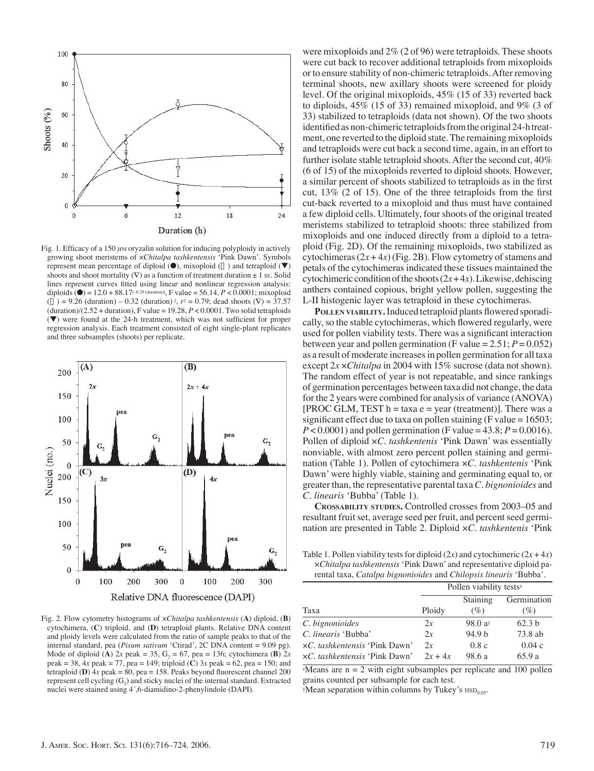Fig. 1. Efficacy of a 150 $\mu$M oryzalin solution for inducing polyploidy in actively growing shoot meristems of ×*Chitalpa tashkentensis* 'Pink Dawn'. Symbols represent mean percentage of diploid (●), mixoploid (○) and tetraploid (▼) shoots and shoot mortality (∇) as a function of treatment duration ± 1 SE. Solid lines represent curves fitted using linear and nonlinear regression analysis: diploids (●) = $12.0 + 88.17^{[-0.29\ (\text{duration})]}$, F value = 56.14, $P < 0.0001$; mixoploid (○) = 9.26 (duration) – 0.32 (duration)$^2$, $r^2 = 0.79$; dead shoots (∇) = 37.57 (duration)/(2.52 + duration), F value = 19.28, $P < 0.0001$. Two solid tetraploids (▼) were found at the 24-h treatment, which was not sufficient for proper regression analysis. Each treatment consisted of eight single-plant replicates and three subsamples (shoots) per replicate.

Fig. 2. Flow cytometry histograms of ×*Chitalpa tashkentensis* (**A**) diploid, (**B**) cytochimera, (**C**) triploid, and (**D**) tetraploid plants. Relative DNA content and ploidy levels were calculated from the ratio of sample peaks to that of the internal standard, pea (*Pisum sativum* 'Ctirad', 2C DNA content = 9.09 pg). Mode of diploid (**A**) 2*x* peak = 35, $G_2$ = 67, pea = 136; cytochimera (**B**) 2*x* peak = 38, 4*x* peak = 77, pea = 149; triploid (**C**) 3*x* peak = 62, pea = 150; and tetraploid (**D**) 4*x* peak = 80, pea = 158. Peaks beyond fluorescent channel 200 represent cell cycling ($G_2$) and sticky nuclei of the internal standard. Extracted nuclei were stained using 4´,6-diamidino-2-phenylindole (DAPI).

were mixoploids and 2% (2 of 96) were tetraploids. These shoots were cut back to recover additional tetraploids from mixoploids or to ensure stability of non-chimeric tetraploids. After removing terminal shoots, new axillary shoots were screened for ploidy level. Of the original mixoploids, 45% (15 of 33) reverted back to diploids, 45% (15 of 33) remained mixoploid, and 9% (3 of 33) stabilized to tetraploids (data not shown). Of the two shoots identified as non-chimeric tetraploids from the original 24-h treatment, one reverted to the diploid state. The remaining mixoploids and tetraploids were cut back a second time, again, in an effort to further isolate stable tetraploid shoots. After the second cut, 40% (6 of 15) of the mixoploids reverted to diploid shoots. However, a similar percent of shoots stabilized to tetraploids as in the first cut, 13% (2 of 15). One of the three tetraploids from the first cut-back reverted to a mixoploid and thus must have contained a few diploid cells. Ultimately, four shoots of the original treated meristems stabilized to tetraploid shoots: three stabilized from mixoploids and one induced directly from a diploid to a tetraploid (Fig. 2D). Of the remaining mixoploids, two stabilized as cytochimeras (2*x* + 4*x*) (Fig. 2B). Flow cytometry of stamens and petals of the cytochimeras indicated these tissues maintained the cytochimeric condition of the shoots (2*x* + 4*x*). Likewise, dehiscing anthers contained copious, bright yellow pollen, suggesting the L-II histogenic layer was tetraploid in these cytochimeras.

**POLLEN VIABILITY.** Induced tetraploid plants flowered sporadically, so the stable cytochimeras, which flowered regularly, were used for pollen viability tests. There was a significant interaction between year and pollen germination (F value = 2.51; $P = 0.052$) as a result of moderate increases in pollen germination for all taxa except 2*x* ×*Chitalpa* in 2004 with 15% sucrose (data not shown). The random effect of year is not repeatable, and since rankings of germination percentages between taxa did not change, the data for the 2 years were combined for analysis of variance (ANOVA) [PROC GLM, TEST h = taxa e = year (treatment)]. There was a significant effect due to taxa on pollen staining (F value = 16503; $P < 0.0001$) and pollen germination (F value = 43.8; $P = 0.0016$). Pollen of diploid ×*C. tashkentensis* 'Pink Dawn' was essentially nonviable, with almost zero percent pollen staining and germination (Table 1). Pollen of cytochimera ×*C. tashkentensis* 'Pink Dawn' were highly viable, staining and germinating equal to, or greater than, the representative parental taxa *C. bignonioides* and *C. linearis* 'Bubba' (Table 1).

**CROSSABILITY STUDIES.** Controlled crosses from 2003–05 and resultant fruit set, average seed per fruit, and percent seed germination are presented in Table 2. Diploid ×*C. tashkentensis* 'Pink

Table 1. Pollen viability tests for diploid (2*x*) and cytochimeric (2*x* + 4*x*) ×*Chitalpa tashkentensis* 'Pink Dawn' and representative diploid parental taxa, *Catalpa bignonioides* and *Chilopsis linearis* 'Bubba'.

| | | Pollen viability tests[z] | |
|---|---|---|---|
| Taxa | Ploidy | Staining (%) | Germination (%) |
| *C. bignonioides* | 2*x* | 98.0 a[y] | 62.3 b |
| *C. linearis* 'Bubba' | 2*x* | 94.9 b | 73.8 ab |
| ×*C. tashkentensis* 'Pink Dawn' | 2*x* | 0.8 c | 0.04 c |
| ×*C. tashkentensis* 'Pink Dawn' | 2*x* + 4*x* | 98.6 a | 65.9 a |

[z]Means are n = 2 with eight subsamples per replicate and 100 pollen grains counted per subsample for each test.

[y]Mean separation within columns by Tukey's $\text{HSD}_{0.05}$.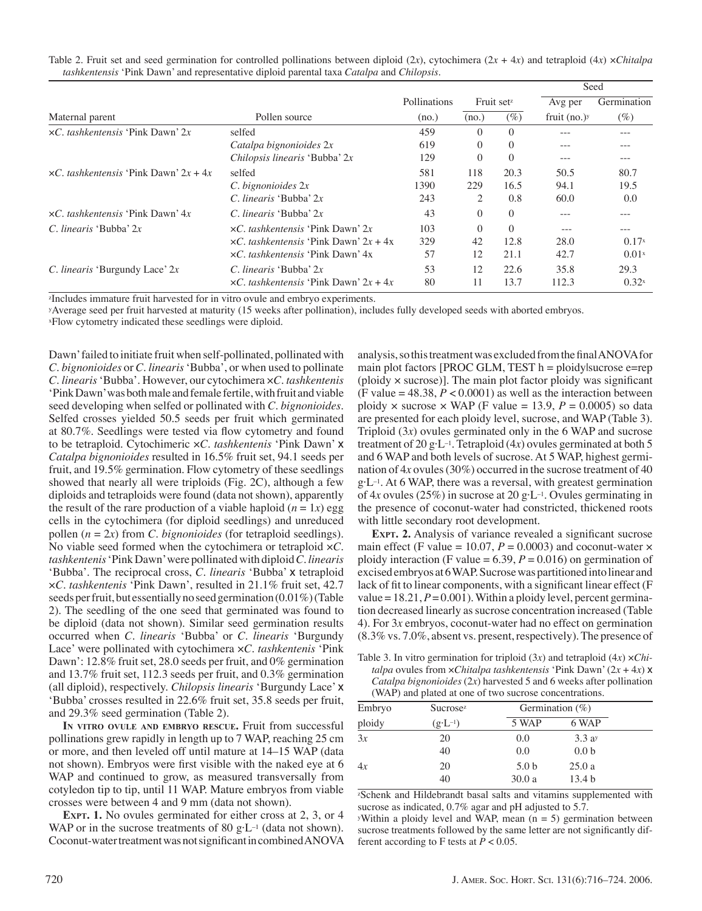Table 2. Fruit set and seed germination for controlled pollinations between diploid (2*x*), cytochimera (2*x* + 4*x*) and tetraploid (4*x*) ×*Chitalpa tashkentensis* 'Pink Dawn' and representative diploid parental taxa *Catalpa* and *Chilopsis*.

| Maternal parent | Pollen source | Pollinations (no.) | Fruit set[z] (no.) | Fruit set[z] (%) | Seed: Avg per fruit (no.)[y] | Seed: Germination (%) |
|---|---|---|---|---|---|---|
| ×*C. tashkentensis* 'Pink Dawn' 2*x* | selfed | 459 | 0 | 0 | --- | --- |
| | *Catalpa bignonioides* 2*x* | 619 | 0 | 0 | --- | --- |
| | *Chilopsis linearis* 'Bubba' 2*x* | 129 | 0 | 0 | --- | --- |
| ×*C. tashkentensis* 'Pink Dawn' 2*x* + 4*x* | selfed | 581 | 118 | 20.3 | 50.5 | 80.7 |
| | *C. bignonioides* 2*x* | 1390 | 229 | 16.5 | 94.1 | 19.5 |
| | *C. linearis* 'Bubba' 2*x* | 243 | 2 | 0.8 | 60.0 | 0.0 |
| ×*C. tashkentensis* 'Pink Dawn' 4*x* | *C. linearis* 'Bubba' 2*x* | 43 | 0 | 0 | --- | --- |
| *C. linearis* 'Bubba' 2*x* | ×*C. tashkentensis* 'Pink Dawn' 2*x* | 103 | 0 | 0 | --- | --- |
| | ×*C. tashkentensis* 'Pink Dawn' 2*x* + 4*x* | 329 | 42 | 12.8 | 28.0 | 0.17[x] |
| | ×*C. tashkentensis* 'Pink Dawn' 4x | 57 | 12 | 21.1 | 42.7 | 0.01[x] |
| *C. linearis* 'Burgundy Lace' 2*x* | *C. linearis* 'Bubba' 2*x* | 53 | 12 | 22.6 | 35.8 | 29.3 |
| | ×*C. tashkentensis* 'Pink Dawn' 2*x* + 4*x* | 80 | 11 | 13.7 | 112.3 | 0.32[x] |

[z]Includes immature fruit harvested for in vitro ovule and embryo experiments.
[y]Average seed per fruit harvested at maturity (15 weeks after pollination), includes fully developed seeds with aborted embryos.
[x]Flow cytometry indicated these seedlings were diploid.

Dawn' failed to initiate fruit when self-pollinated, pollinated with *C. bignonioides* or *C. linearis* 'Bubba', or when used to pollinate *C. linearis* 'Bubba'. However, our cytochimera ×*C. tashkentensis* 'Pink Dawn' was both male and female fertile, with fruit and viable seed developing when selfed or pollinated with *C. bignonioides*. Selfed crosses yielded 50.5 seeds per fruit which germinated at 80.7%. Seedlings were tested via flow cytometry and found to be tetraploid. Cytochimeric ×*C. tashkentensis* 'Pink Dawn' x *Catalpa bignonioides* resulted in 16.5% fruit set, 94.1 seeds per fruit, and 19.5% germination. Flow cytometry of these seedlings showed that nearly all were triploids (Fig. 2C), although a few diploids and tetraploids were found (data not shown), apparently the result of the rare production of a viable haploid ($n = 1x$) egg cells in the cytochimera (for diploid seedlings) and unreduced pollen ($n = 2x$) from *C. bignonioides* (for tetraploid seedlings). No viable seed formed when the cytochimera or tetraploid ×*C. tashkentensis* 'Pink Dawn' were pollinated with diploid *C. linearis* 'Bubba'. The reciprocal cross, *C. linearis* 'Bubba' x tetraploid ×*C. tashkentensis* 'Pink Dawn', resulted in 21.1% fruit set, 42.7 seeds per fruit, but essentially no seed germination (0.01%) (Table 2). The seedling of the one seed that germinated was found to be diploid (data not shown). Similar seed germination results occurred when *C. linearis* 'Bubba' or *C. linearis* 'Burgundy Lace' were pollinated with cytochimera ×*C. tashkentensis* 'Pink Dawn': 12.8% fruit set, 28.0 seeds per fruit, and 0% germination and 13.7% fruit set, 112.3 seeds per fruit, and 0.3% germination (all diploid), respectively. *Chilopsis linearis* 'Burgundy Lace' x 'Bubba' crosses resulted in 22.6% fruit set, 35.8 seeds per fruit, and 29.3% seed germination (Table 2).

**In vitro ovule and embryo rescue.** Fruit from successful pollinations grew rapidly in length up to 7 WAP, reaching 25 cm or more, and then leveled off until mature at 14–15 WAP (data not shown). Embryos were first visible with the naked eye at 6 WAP and continued to grow, as measured transversally from cotyledon tip to tip, until 11 WAP. Mature embryos from viable crosses were between 4 and 9 mm (data not shown).

**Expt. 1.** No ovules germinated for either cross at 2, 3, or 4 WAP or in the sucrose treatments of 80 g·L$^{-1}$ (data not shown). Coconut-water treatment was not significant in combined ANOVA analysis, so this treatment was excluded from the final ANOVA for main plot factors [PROC GLM, TEST h = ploidy|sucrose e=rep (ploidy × sucrose)]. The main plot factor ploidy was significant (F value = 48.38, $P < 0.0001$) as well as the interaction between ploidy × sucrose × WAP (F value = 13.9, $P = 0.0005$) so data are presented for each ploidy level, sucrose, and WAP (Table 3). Triploid (3*x*) ovules germinated only in the 6 WAP and sucrose treatment of 20 g·L$^{-1}$. Tetraploid (4*x*) ovules germinated at both 5 and 6 WAP and both levels of sucrose. At 5 WAP, highest germination of 4*x* ovules (30%) occurred in the sucrose treatment of 40 g·L$^{-1}$. At 6 WAP, there was a reversal, with greatest germination of 4*x* ovules (25%) in sucrose at 20 g·L$^{-1}$. Ovules germinating in the presence of coconut-water had constricted, thickened roots with little secondary root development.

**Expt. 2.** Analysis of variance revealed a significant sucrose main effect (F value = 10.07, $P = 0.0003$) and coconut-water × ploidy interaction (F value = 6.39, $P = 0.016$) on germination of excised embryos at 6 WAP. Sucrose was partitioned into linear and lack of fit to linear components, with a significant linear effect (F value = 18.21, $P = 0.001$). Within a ploidy level, percent germination decreased linearly as sucrose concentration increased (Table 4). For 3*x* embryos, coconut-water had no effect on germination (8.3% vs. 7.0%, absent vs. present, respectively). The presence of

Table 3. In vitro germination for triploid (3*x*) and tetraploid (4*x*) ×*Chitalpa* ovules from ×*Chitalpa tashkentensis* 'Pink Dawn' (2*x* + 4*x*) x *Catalpa bignonioides* (2*x*) harvested 5 and 6 weeks after pollination (WAP) and plated at one of two sucrose concentrations.

| Embryo ploidy | Sucrose[z] (g·L$^{-1}$) | Germination (%) 5 WAP | Germination (%) 6 WAP |
|---|---|---|---|
| 3*x* | 20 | 0.0 | 3.3 a[y] |
| | 40 | 0.0 | 0.0 b |
| 4*x* | 20 | 5.0 b | 25.0 a |
| | 40 | 30.0 a | 13.4 b |

[z]Schenk and Hildebrandt basal salts and vitamins supplemented with sucrose as indicated, 0.7% agar and pH adjusted to 5.7.
[y]Within a ploidy level and WAP, mean (n = 5) germination between sucrose treatments followed by the same letter are not significantly different according to F tests at $P < 0.05$.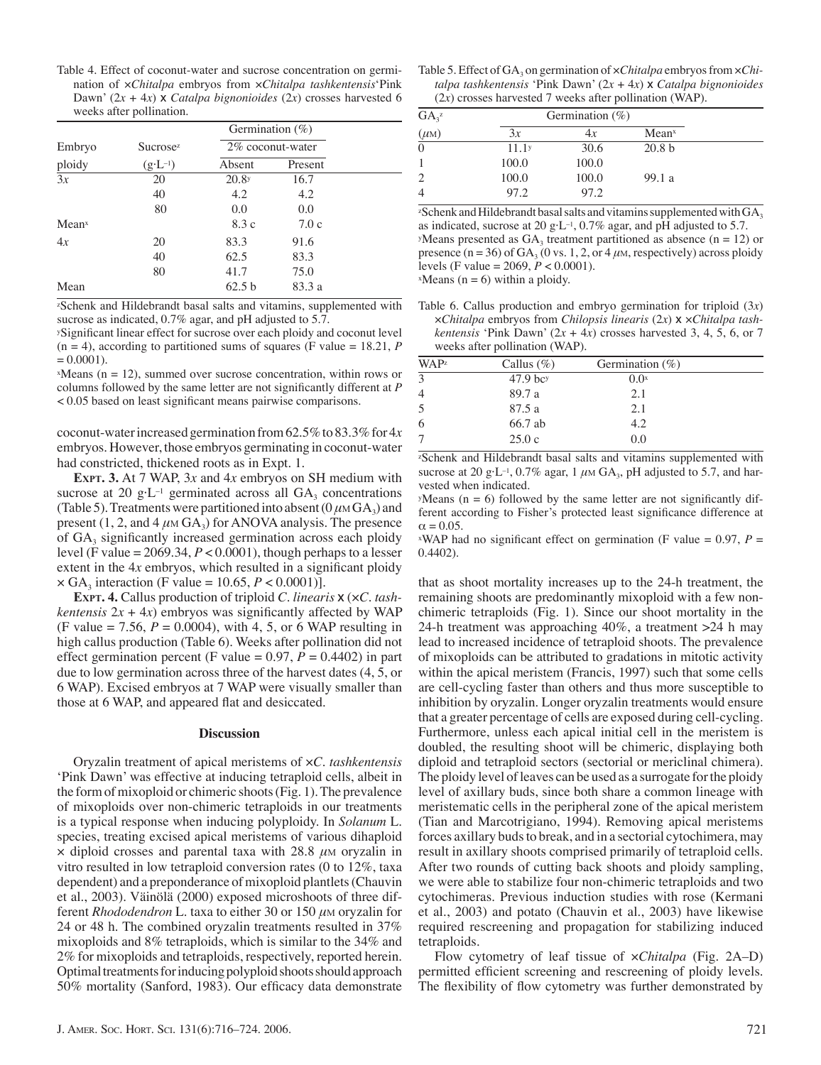Table 4. Effect of coconut-water and sucrose concentration on germination of ×*Chitalpa* embryos from ×*Chitalpa tashkentensis*'Pink Dawn' (2*x* + 4*x*) x *Catalpa bignonioides* (2*x*) crosses harvested 6 weeks after pollination.

| Embryo ploidy | Sucrose[z] ($g \cdot L^{-1}$) | Germination (%) 2% coconut-water Absent | Present |
|---|---|---|---|
| 3*x* | 20 | 20.8[y] | 16.7 |
| | 40 | 4.2 | 4.2 |
| | 80 | 0.0 | 0.0 |
| Mean[x] | | 8.3 c | 7.0 c |
| 4*x* | 20 | 83.3 | 91.6 |
| | 40 | 62.5 | 83.3 |
| | 80 | 41.7 | 75.0 |
| Mean | | 62.5 b | 83.3 a |

[z]Schenk and Hildebrandt basal salts and vitamins, supplemented with sucrose as indicated, 0.7% agar, and pH adjusted to 5.7.

[y]Significant linear effect for sucrose over each ploidy and coconut level (n = 4), according to partitioned sums of squares (F value = 18.21, $P$ = 0.0001).

[x]Means (n = 12), summed over sucrose concentration, within rows or columns followed by the same letter are not significantly different at $P$ < 0.05 based on least significant means pairwise comparisons.

coconut-water increased germination from 62.5% to 83.3% for 4*x* embryos. However, those embryos germinating in coconut-water had constricted, thickened roots as in Expt. 1.

**Expt. 3.** At 7 WAP, 3*x* and 4*x* embryos on SH medium with sucrose at 20 $g \cdot L^{-1}$ germinated across all $GA_3$ concentrations (Table 5). Treatments were partitioned into absent (0 $\mu$M $GA_3$) and present (1, 2, and 4 $\mu$M $GA_3$) for ANOVA analysis. The presence of $GA_3$ significantly increased germination across each ploidy level (F value = 2069.34, $P < 0.0001$), though perhaps to a lesser extent in the 4*x* embryos, which resulted in a significant ploidy × $GA_3$ interaction (F value = 10.65, $P < 0.0001$)].

**Expt. 4.** Callus production of triploid *C. linearis* x (×*C. tashkentensis* 2*x* + 4*x*) embryos was significantly affected by WAP (F value = 7.56, $P$ = 0.0004), with 4, 5, or 6 WAP resulting in high callus production (Table 6). Weeks after pollination did not effect germination percent (F value = 0.97, $P$ = 0.4402) in part due to low germination across three of the harvest dates (4, 5, or 6 WAP). Excised embryos at 7 WAP were visually smaller than those at 6 WAP, and appeared flat and desiccated.

## Discussion

Oryzalin treatment of apical meristems of ×*C. tashkentensis* 'Pink Dawn' was effective at inducing tetraploid cells, albeit in the form of mixoploid or chimeric shoots (Fig. 1). The prevalence of mixoploids over non-chimeric tetraploids in our treatments is a typical response when inducing polyploidy. In *Solanum* L. species, treating excised apical meristems of various dihaploid × diploid crosses and parental taxa with 28.8 $\mu$M oryzalin in vitro resulted in low tetraploid conversion rates (0 to 12%, taxa dependent) and a preponderance of mixoploid plantlets (Chauvin et al., 2003). Väinölä (2000) exposed microshoots of three different *Rhododendron* L. taxa to either 30 or 150 $\mu$M oryzalin for 24 or 48 h. The combined oryzalin treatments resulted in 37% mixoploids and 8% tetraploids, which is similar to the 34% and 2% for mixoploids and tetraploids, respectively, reported herein. Optimal treatments for inducing polyploid shoots should approach 50% mortality (Sanford, 1983). Our efficacy data demonstrate

Table 5. Effect of $GA_3$ on germination of ×*Chitalpa* embryos from ×*Chitalpa tashkentensis* 'Pink Dawn' (2*x* + 4*x*) x *Catalpa bignonioides* (2*x*) crosses harvested 7 weeks after pollination (WAP).

| $GA_3$[z] ($\mu$M) | Germination (%) 3*x* | 4*x* | Mean[x] |
|---|---|---|---|
| 0 | 11.1[y] | 30.6 | 20.8 b |
| 1 | 100.0 | 100.0 | |
| 2 | 100.0 | 100.0 | 99.1 a |
| 4 | 97.2 | 97.2 | |

[z]Schenk and Hildebrandt basal salts and vitamins supplemented with $GA_3$ as indicated, sucrose at 20 $g \cdot L^{-1}$, 0.7% agar, and pH adjusted to 5.7.

[y]Means presented as $GA_3$ treatment partitioned as absence (n = 12) or presence (n = 36) of $GA_3$ (0 vs. 1, 2, or 4 $\mu$M, respectively) across ploidy levels (F value = 2069, $P < 0.0001$).

[x]Means (n = 6) within a ploidy.

Table 6. Callus production and embryo germination for triploid (3*x*) ×*Chitalpa* embryos from *Chilopsis linearis* (2*x*) x ×*Chitalpa tashkentensis* 'Pink Dawn' (2*x* + 4*x*) crosses harvested 3, 4, 5, 6, or 7 weeks after pollination (WAP).

| WAP[z] | Callus (%) | Germination (%) |
|---|---|---|
| 3 | 47.9 bc[y] | 0.0[x] |
| 4 | 89.7 a | 2.1 |
| 5 | 87.5 a | 2.1 |
| 6 | 66.7 ab | 4.2 |
| 7 | 25.0 c | 0.0 |

[z]Schenk and Hildebrandt basal salts and vitamins supplemented with sucrose at 20 $g \cdot L^{-1}$, 0.7% agar, 1 $\mu$M $GA_3$, pH adjusted to 5.7, and harvested when indicated.

[y]Means (n = 6) followed by the same letter are not significantly different according to Fisher's protected least significance difference at $\alpha = 0.05$.

[x]WAP had no significant effect on germination (F value = 0.97, $P$ = 0.4402).

that as shoot mortality increases up to the 24-h treatment, the remaining shoots are predominantly mixoploid with a few non-chimeric tetraploids (Fig. 1). Since our shoot mortality in the 24-h treatment was approaching 40%, a treatment >24 h may lead to increased incidence of tetraploid shoots. The prevalence of mixoploids can be attributed to gradations in mitotic activity within the apical meristem (Francis, 1997) such that some cells are cell-cycling faster than others and thus more susceptible to inhibition by oryzalin. Longer oryzalin treatments would ensure that a greater percentage of cells are exposed during cell-cycling. Furthermore, unless each apical initial cell in the meristem is doubled, the resulting shoot will be chimeric, displaying both diploid and tetraploid sectors (sectorial or mericlinal chimera). The ploidy level of leaves can be used as a surrogate for the ploidy level of axillary buds, since both share a common lineage with meristematic cells in the peripheral zone of the apical meristem (Tian and Marcotrigiano, 1994). Removing apical meristems forces axillary buds to break, and in a sectorial cytochimera, may result in axillary shoots comprised primarily of tetraploid cells. After two rounds of cutting back shoots and ploidy sampling, we were able to stabilize four non-chimeric tetraploids and two cytochimeras. Previous induction studies with rose (Kermani et al., 2003) and potato (Chauvin et al., 2003) have likewise required rescreening and propagation for stabilizing induced tetraploids.

Flow cytometry of leaf tissue of ×*Chitalpa* (Fig. 2A–D) permitted efficient screening and rescreening of ploidy levels. The flexibility of flow cytometry was further demonstrated by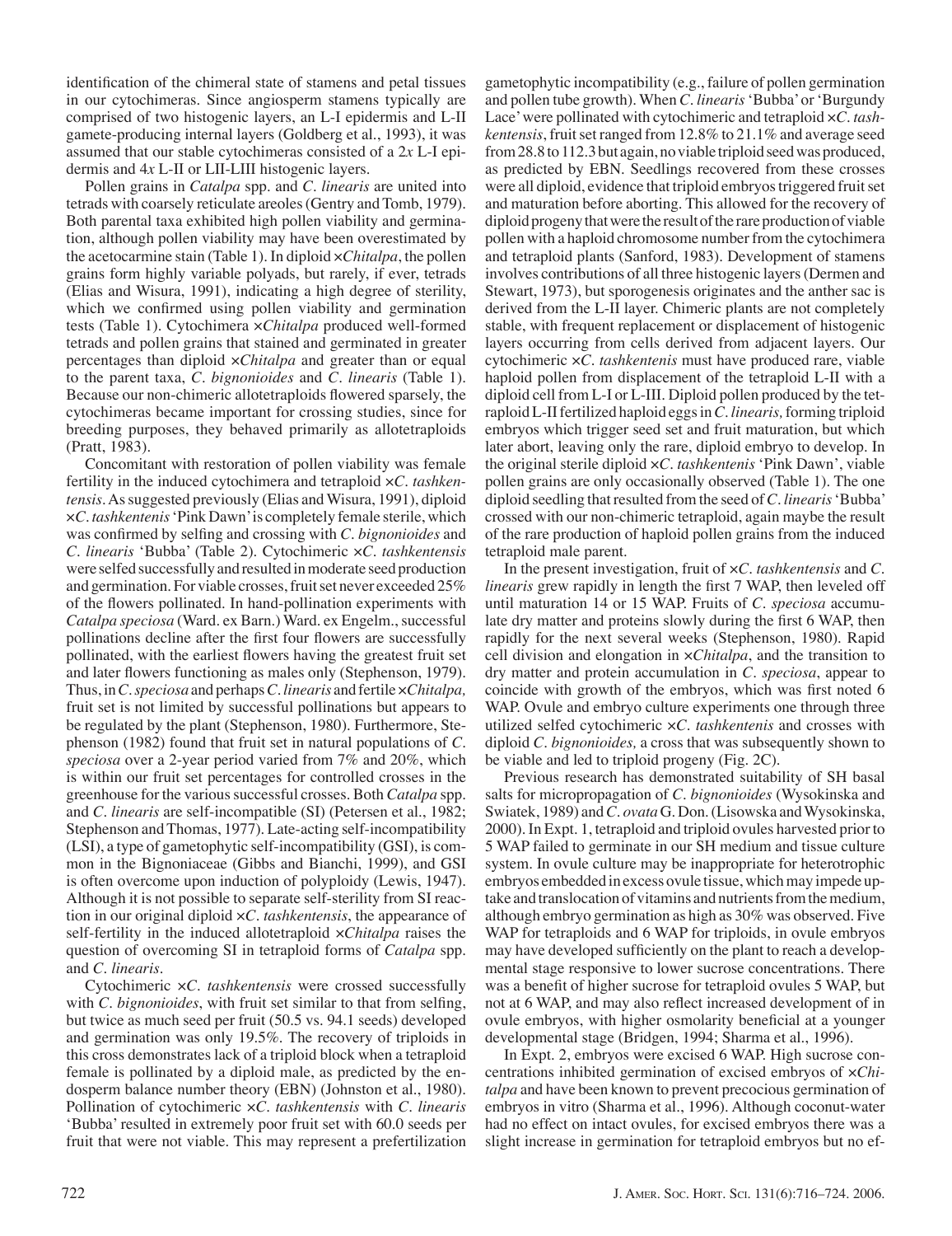identification of the chimeral state of stamens and petal tissues in our cytochimeras. Since angiosperm stamens typically are comprised of two histogenic layers, an L-I epidermis and L-II gamete-producing internal layers (Goldberg et al., 1993), it was assumed that our stable cytochimeras consisted of a 2*x* L-I epidermis and 4*x* L-II or LII-LIII histogenic layers.

Pollen grains in *Catalpa* spp. and *C. linearis* are united into tetrads with coarsely reticulate areoles (Gentry and Tomb, 1979). Both parental taxa exhibited high pollen viability and germination, although pollen viability may have been overestimated by the acetocarmine stain (Table 1). In diploid ×*Chitalpa*, the pollen grains form highly variable polyads, but rarely, if ever, tetrads (Elias and Wisura, 1991), indicating a high degree of sterility, which we confirmed using pollen viability and germination tests (Table 1). Cytochimera ×*Chitalpa* produced well-formed tetrads and pollen grains that stained and germinated in greater percentages than diploid ×*Chitalpa* and greater than or equal to the parent taxa, *C. bignonioides* and *C. linearis* (Table 1). Because our non-chimeric allotetraploids flowered sparsely, the cytochimeras became important for crossing studies, since for breeding purposes, they behaved primarily as allotetraploids (Pratt, 1983).

Concomitant with restoration of pollen viability was female fertility in the induced cytochimera and tetraploid ×*C. tashkentensis*. As suggested previously (Elias and Wisura, 1991), diploid ×*C. tashkentenis* 'Pink Dawn' is completely female sterile, which was confirmed by selfing and crossing with *C. bignonioides* and *C. linearis* 'Bubba' (Table 2). Cytochimeric ×*C. tashkentensis* were selfed successfully and resulted in moderate seed production and germination. For viable crosses, fruit set never exceeded 25% of the flowers pollinated. In hand-pollination experiments with *Catalpa speciosa* (Ward. ex Barn.) Ward. ex Engelm., successful pollinations decline after the first four flowers are successfully pollinated, with the earliest flowers having the greatest fruit set and later flowers functioning as males only (Stephenson, 1979). Thus, in *C. speciosa* and perhaps *C. linearis* and fertile ×*Chitalpa,* fruit set is not limited by successful pollinations but appears to be regulated by the plant (Stephenson, 1980). Furthermore, Stephenson (1982) found that fruit set in natural populations of *C. speciosa* over a 2-year period varied from 7% and 20%, which is within our fruit set percentages for controlled crosses in the greenhouse for the various successful crosses. Both *Catalpa* spp. and *C. linearis* are self-incompatible (SI) (Petersen et al., 1982; Stephenson and Thomas, 1977). Late-acting self-incompatibility (LSI), a type of gametophytic self-incompatibility (GSI), is common in the Bignoniaceae (Gibbs and Bianchi, 1999), and GSI is often overcome upon induction of polyploidy (Lewis, 1947). Although it is not possible to separate self-sterility from SI reaction in our original diploid ×*C. tashkentensis*, the appearance of self-fertility in the induced allotetraploid ×*Chitalpa* raises the question of overcoming SI in tetraploid forms of *Catalpa* spp. and *C. linearis*.

Cytochimeric ×*C. tashkentensis* were crossed successfully with *C. bignonioides*, with fruit set similar to that from selfing, but twice as much seed per fruit (50.5 vs. 94.1 seeds) developed and germination was only 19.5%. The recovery of triploids in this cross demonstrates lack of a triploid block when a tetraploid female is pollinated by a diploid male, as predicted by the endosperm balance number theory (EBN) (Johnston et al., 1980). Pollination of cytochimeric ×*C. tashkentensis* with *C. linearis* 'Bubba' resulted in extremely poor fruit set with 60.0 seeds per fruit that were not viable. This may represent a prefertilization gametophytic incompatibility (e.g., failure of pollen germination and pollen tube growth). When *C. linearis* 'Bubba' or 'Burgundy Lace' were pollinated with cytochimeric and tetraploid ×*C. tashkentensis*, fruit set ranged from 12.8% to 21.1% and average seed from 28.8 to 112.3 but again, no viable triploid seed was produced, as predicted by EBN. Seedlings recovered from these crosses were all diploid, evidence that triploid embryos triggered fruit set and maturation before aborting. This allowed for the recovery of diploid progeny that were the result of the rare production of viable pollen with a haploid chromosome number from the cytochimera and tetraploid plants (Sanford, 1983). Development of stamens involves contributions of all three histogenic layers (Dermen and Stewart, 1973), but sporogenesis originates and the anther sac is derived from the L-II layer. Chimeric plants are not completely stable, with frequent replacement or displacement of histogenic layers occurring from cells derived from adjacent layers. Our cytochimeric ×*C. tashkentensis* must have produced rare, viable haploid pollen from displacement of the tetraploid L-II with a diploid cell from L-I or L-III. Diploid pollen produced by the tetraploid L-II fertilized haploid eggs in *C. linearis,* forming triploid embryos which trigger seed set and fruit maturation, but which later abort, leaving only the rare, diploid embryo to develop. In the original sterile diploid ×*C. tashkentensis* 'Pink Dawn', viable pollen grains are only occasionally observed (Table 1). The one diploid seedling that resulted from the seed of *C. linearis* 'Bubba' crossed with our non-chimeric tetraploid, again maybe the result of the rare production of haploid pollen grains from the induced tetraploid male parent.

In the present investigation, fruit of ×*C. tashkentensis* and *C. linearis* grew rapidly in length the first 7 WAP, then leveled off until maturation 14 or 15 WAP. Fruits of *C. speciosa* accumulate dry matter and proteins slowly during the first 6 WAP, then rapidly for the next several weeks (Stephenson, 1980). Rapid cell division and elongation in ×*Chitalpa*, and the transition to dry matter and protein accumulation in *C. speciosa*, appear to coincide with growth of the embryos, which was first noted 6 WAP. Ovule and embryo culture experiments one through three utilized selfed cytochimeric ×*C. tashkentenis* and crosses with diploid *C. bignonioides,* a cross that was subsequently shown to be viable and led to triploid progeny (Fig. 2C).

Previous research has demonstrated suitability of SH basal salts for micropropagation of *C. bignonioides* (Wysokinska and Swiatek, 1989) and *C. ovata* G. Don. (Lisowska and Wysokinska, 2000). In Expt. 1, tetraploid and triploid ovules harvested prior to 5 WAP failed to germinate in our SH medium and tissue culture system. In ovule culture may be inappropriate for heterotrophic embryos embedded in excess ovule tissue, which may impede uptake and translocation of vitamins and nutrients from the medium, although embryo germination as high as 30% was observed. Five WAP for tetraploids and 6 WAP for triploids, in ovule embryos may have developed sufficiently on the plant to reach a developmental stage responsive to lower sucrose concentrations. There was a benefit of higher sucrose for tetraploid ovules 5 WAP, but not at 6 WAP, and may also reflect increased development of in ovule embryos, with higher osmolarity beneficial at a younger developmental stage (Bridgen, 1994; Sharma et al., 1996).

In Expt. 2, embryos were excised 6 WAP. High sucrose concentrations inhibited germination of excised embryos of ×*Chitalpa* and have been known to prevent precocious germination of embryos in vitro (Sharma et al., 1996). Although coconut-water had no effect on intact ovules, for excised embryos there was a slight increase in germination for tetraploid embryos but no ef-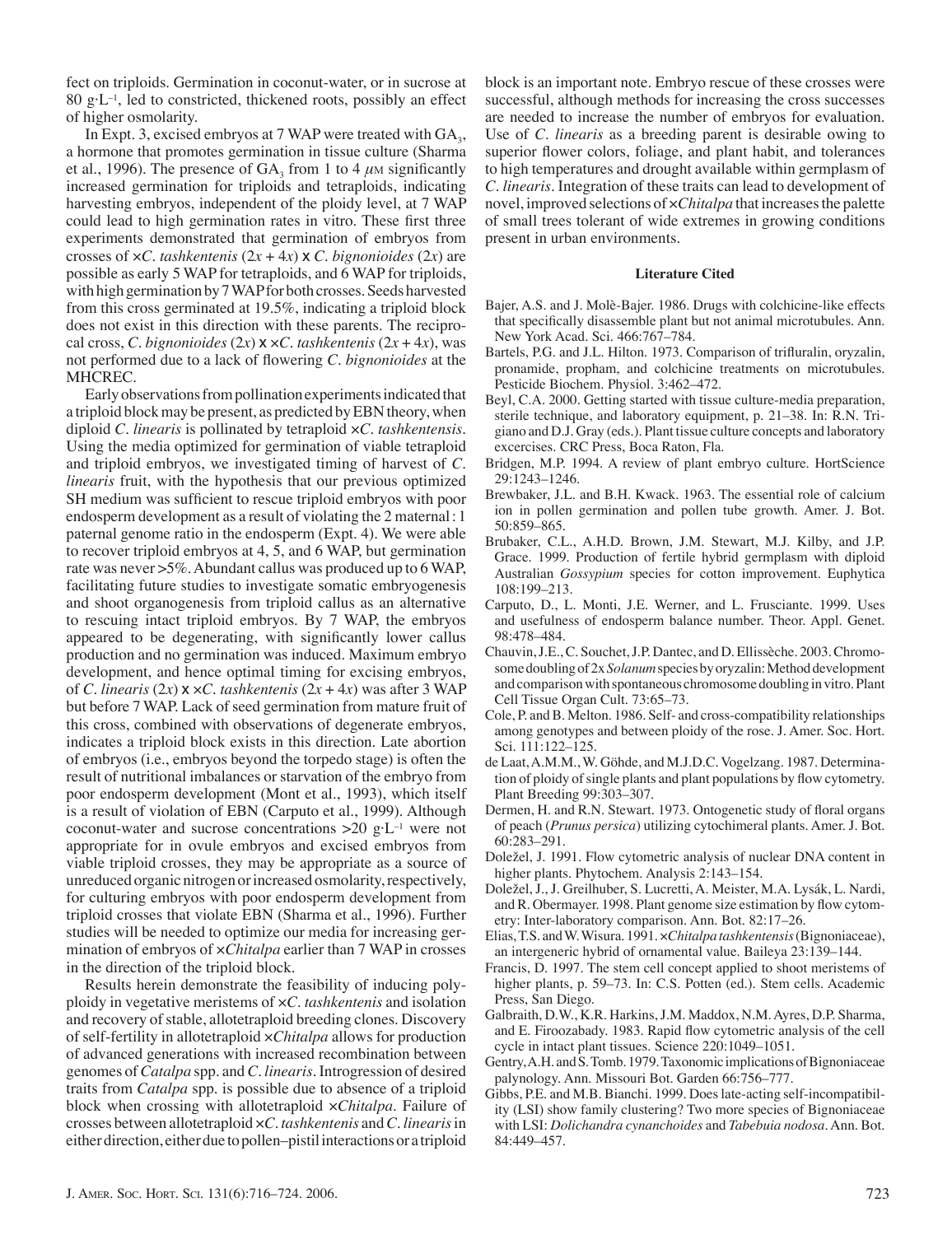fect on triploids. Germination in coconut-water, or in sucrose at 80 $g \cdot L^{-1}$, led to constricted, thickened roots, possibly an effect of higher osmolarity.

In Expt. 3, excised embryos at 7 WAP were treated with $GA_3$, a hormone that promotes germination in tissue culture (Sharma et al., 1996). The presence of $GA_3$ from 1 to 4 $\mu$M significantly increased germination for triploids and tetraploids, indicating harvesting embryos, independent of the ploidy level, at 7 WAP could lead to high germination rates in vitro. These first three experiments demonstrated that germination of embryos from crosses of ×*C. tashkentenis* ($2x + 4x$) x *C. bignonioides* ($2x$) are possible as early 5 WAP for tetraploids, and 6 WAP for triploids, with high germination by 7 WAP for both crosses. Seeds harvested from this cross germinated at 19.5%, indicating a triploid block does not exist in this direction with these parents. The reciprocal cross, *C. bignonioides* ($2x$) x ×*C. tashkentenis* ($2x + 4x$), was not performed due to a lack of flowering *C. bignonioides* at the MHCREC.

Early observations from pollination experiments indicated that a triploid block may be present, as predicted by EBN theory, when diploid *C. linearis* is pollinated by tetraploid ×*C. tashkentensis*. Using the media optimized for germination of viable tetraploid and triploid embryos, we investigated timing of harvest of *C. linearis* fruit, with the hypothesis that our previous optimized SH medium was sufficient to rescue triploid embryos with poor endosperm development as a result of violating the 2 maternal : 1 paternal genome ratio in the endosperm (Expt. 4). We were able to recover triploid embryos at 4, 5, and 6 WAP, but germination rate was never >5%. Abundant callus was produced up to 6 WAP, facilitating future studies to investigate somatic embryogenesis and shoot organogenesis from triploid callus as an alternative to rescuing intact triploid embryos. By 7 WAP, the embryos appeared to be degenerating, with significantly lower callus production and no germination was induced. Maximum embryo development, and hence optimal timing for excising embryos, of *C. linearis* ($2x$) x ×*C. tashkentenis* ($2x + 4x$) was after 3 WAP but before 7 WAP. Lack of seed germination from mature fruit of this cross, combined with observations of degenerate embryos, indicates a triploid block exists in this direction. Late abortion of embryos (i.e., embryos beyond the torpedo stage) is often the result of nutritional imbalances or starvation of the embryo from poor endosperm development (Mont et al., 1993), which itself is a result of violation of EBN (Carputo et al., 1999). Although coconut-water and sucrose concentrations >20 $g \cdot L^{-1}$ were not appropriate for in ovule embryos and excised embryos from viable triploid crosses, they may be appropriate as a source of unreduced organic nitrogen or increased osmolarity, respectively, for culturing embryos with poor endosperm development from triploid crosses that violate EBN (Sharma et al., 1996). Further studies will be needed to optimize our media for increasing germination of embryos of ×*Chitalpa* earlier than 7 WAP in crosses in the direction of the triploid block.

Results herein demonstrate the feasibility of inducing polyploidy in vegetative meristems of ×*C. tashkentenis* and isolation and recovery of stable, allotetraploid breeding clones. Discovery of self-fertility in allotetraploid ×*Chitalpa* allows for production of advanced generations with increased recombination between genomes of *Catalpa* spp. and *C. linearis*. Introgression of desired traits from *Catalpa* spp. is possible due to absence of a triploid block when crossing with allotetraploid ×*Chitalpa*. Failure of crosses between allotetraploid ×*C. tashkentenis* and *C. linearis* in either direction, either due to pollen–pistil interactions or a triploid block is an important note. Embryo rescue of these crosses were successful, although methods for increasing the cross successes are needed to increase the number of embryos for evaluation. Use of *C. linearis* as a breeding parent is desirable owing to superior flower colors, foliage, and plant habit, and tolerances to high temperatures and drought available within germplasm of *C. linearis*. Integration of these traits can lead to development of novel, improved selections of ×*Chitalpa* that increases the palette of small trees tolerant of wide extremes in growing conditions present in urban environments.

## Literature Cited

Bajer, A.S. and J. Molè-Bajer. 1986. Drugs with colchicine-like effects that specifically disassemble plant but not animal microtubules. Ann. New York Acad. Sci. 466:767–784.

Bartels, P.G. and J.L. Hilton. 1973. Comparison of trifluralin, oryzalin, pronamide, propham, and colchicine treatments on microtubules. Pesticide Biochem. Physiol. 3:462–472.

Beyl, C.A. 2000. Getting started with tissue culture-media preparation, sterile technique, and laboratory equipment, p. 21–38. In: R.N. Trigiano and D.J. Gray (eds.). Plant tissue culture concepts and laboratory excercises. CRC Press, Boca Raton, Fla.

Bridgen, M.P. 1994. A review of plant embryo culture. HortScience 29:1243–1246.

Brewbaker, J.L. and B.H. Kwack. 1963. The essential role of calcium ion in pollen germination and pollen tube growth. Amer. J. Bot. 50:859–865.

Brubaker, C.L., A.H.D. Brown, J.M. Stewart, M.J. Kilby, and J.P. Grace. 1999. Production of fertile hybrid germplasm with diploid Australian *Gossypium* species for cotton improvement. Euphytica 108:199–213.

Carputo, D., L. Monti, J.E. Werner, and L. Frusciante. 1999. Uses and usefulness of endosperm balance number. Theor. Appl. Genet. 98:478–484.

Chauvin, J.E., C. Souchet, J.P. Dantec, and D. Ellissèche. 2003. Chromosome doubling of 2x *Solanum* species by oryzalin: Method development and comparison with spontaneous chromosome doubling in vitro. Plant Cell Tissue Organ Cult. 73:65–73.

Cole, P. and B. Melton. 1986. Self- and cross-compatibility relationships among genotypes and between ploidy of the rose. J. Amer. Soc. Hort. Sci. 111:122–125.

de Laat, A.M.M., W. Göhde, and M.J.D.C. Vogelzang. 1987. Determination of ploidy of single plants and plant populations by flow cytometry. Plant Breeding 99:303–307.

Dermen, H. and R.N. Stewart. 1973. Ontogenetic study of floral organs of peach (*Prunus persica*) utilizing cytochimeral plants. Amer. J. Bot. 60:283–291.

Doležel, J. 1991. Flow cytometric analysis of nuclear DNA content in higher plants. Phytochem. Analysis 2:143–154.

Doležel, J., J. Greilhuber, S. Lucretti, A. Meister, M.A. Lysák, L. Nardi, and R. Obermayer. 1998. Plant genome size estimation by flow cytometry: Inter-laboratory comparison. Ann. Bot. 82:17–26.

Elias, T.S. and W. Wisura. 1991. ×*Chitalpa tashkentensis* (Bignoniaceae), an intergeneric hybrid of ornamental value. Baileya 23:139–144.

Francis, D. 1997. The stem cell concept applied to shoot meristems of higher plants, p. 59–73. In: C.S. Potten (ed.). Stem cells. Academic Press, San Diego.

Galbraith, D.W., K.R. Harkins, J.M. Maddox, N.M. Ayres, D.P. Sharma, and E. Firoozabady. 1983. Rapid flow cytometric analysis of the cell cycle in intact plant tissues. Science 220:1049–1051.

Gentry, A.H. and S. Tomb. 1979. Taxonomic implications of Bignoniaceae palynology. Ann. Missouri Bot. Garden 66:756–777.

Gibbs, P.E. and M.B. Bianchi. 1999. Does late-acting self-incompatibility (LSI) show family clustering? Two more species of Bignoniaceae with LSI: *Dolichandra cynanchoides* and *Tabebuia nodosa*. Ann. Bot. 84:449–457.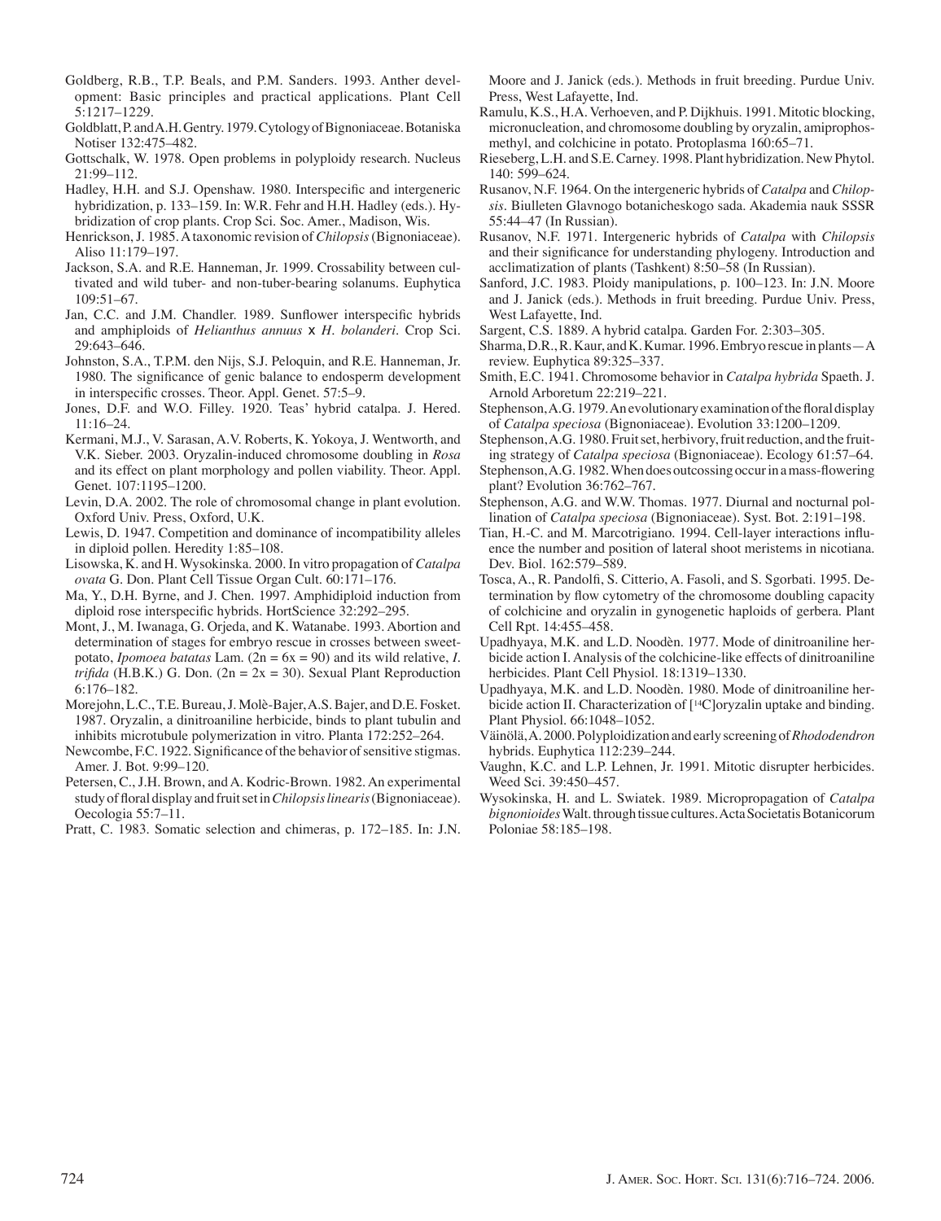Goldberg, R.B., T.P. Beals, and P.M. Sanders. 1993. Anther development: Basic principles and practical applications. Plant Cell 5:1217–1229.

Goldblatt, P. and A.H. Gentry. 1979. Cytology of Bignoniaceae. Botaniska Notiser 132:475–482.

Gottschalk, W. 1978. Open problems in polyploidy research. Nucleus 21:99–112.

Hadley, H.H. and S.J. Openshaw. 1980. Interspecific and intergeneric hybridization, p. 133–159. In: W.R. Fehr and H.H. Hadley (eds.). Hybridization of crop plants. Crop Sci. Soc. Amer., Madison, Wis.

Henrickson, J. 1985. A taxonomic revision of *Chilopsis* (Bignoniaceae). Aliso 11:179–197.

Jackson, S.A. and R.E. Hanneman, Jr. 1999. Crossability between cultivated and wild tuber- and non-tuber-bearing solanums. Euphytica 109:51–67.

Jan, C.C. and J.M. Chandler. 1989. Sunflower interspecific hybrids and amphiploids of *Helianthus annuus* x *H. bolanderi*. Crop Sci. 29:643–646.

Johnston, S.A., T.P.M. den Nijs, S.J. Peloquin, and R.E. Hanneman, Jr. 1980. The significance of genic balance to endosperm development in interspecific crosses. Theor. Appl. Genet. 57:5–9.

Jones, D.F. and W.O. Filley. 1920. Teas' hybrid catalpa. J. Hered. 11:16–24.

Kermani, M.J., V. Sarasan, A.V. Roberts, K. Yokoya, J. Wentworth, and V.K. Sieber. 2003. Oryzalin-induced chromosome doubling in *Rosa* and its effect on plant morphology and pollen viability. Theor. Appl. Genet. 107:1195–1200.

Levin, D.A. 2002. The role of chromosomal change in plant evolution. Oxford Univ. Press, Oxford, U.K.

Lewis, D. 1947. Competition and dominance of incompatibility alleles in diploid pollen. Heredity 1:85–108.

Lisowska, K. and H. Wysokinska. 2000. In vitro propagation of *Catalpa ovata* G. Don. Plant Cell Tissue Organ Cult. 60:171–176.

Ma, Y., D.H. Byrne, and J. Chen. 1997. Amphidiploid induction from diploid rose interspecific hybrids. HortScience 32:292–295.

Mont, J., M. Iwanaga, G. Orjeda, and K. Watanabe. 1993. Abortion and determination of stages for embryo rescue in crosses between sweetpotato, *Ipomoea batatas* Lam. (2n = 6x = 90) and its wild relative, *I. trifida* (H.B.K.) G. Don. (2n = 2x = 30). Sexual Plant Reproduction 6:176–182.

Morejohn, L.C., T.E. Bureau, J. Molè-Bajer, A.S. Bajer, and D.E. Fosket. 1987. Oryzalin, a dinitroaniline herbicide, binds to plant tubulin and inhibits microtubule polymerization in vitro. Planta 172:252–264.

Newcombe, F.C. 1922. Significance of the behavior of sensitive stigmas. Amer. J. Bot. 9:99–120.

Petersen, C., J.H. Brown, and A. Kodric-Brown. 1982. An experimental study of floral display and fruit set in *Chilopsis linearis* (Bignoniaceae). Oecologia 55:7–11.

Pratt, C. 1983. Somatic selection and chimeras, p. 172–185. In: J.N. Moore and J. Janick (eds.). Methods in fruit breeding. Purdue Univ. Press, West Lafayette, Ind.

Ramulu, K.S., H.A. Verhoeven, and P. Dijkhuis. 1991. Mitotic blocking, micronucleation, and chromosome doubling by oryzalin, amiprophosmethyl, and colchicine in potato. Protoplasma 160:65–71.

Rieseberg, L.H. and S.E. Carney. 1998. Plant hybridization. New Phytol. 140: 599–624.

Rusanov, N.F. 1964. On the intergeneric hybrids of *Catalpa* and *Chilopsis*. Biulleten Glavnogo botanicheskogo sada. Akademia nauk SSSR 55:44–47 (In Russian).

Rusanov, N.F. 1971. Intergeneric hybrids of *Catalpa* with *Chilopsis* and their significance for understanding phylogeny. Introduction and acclimatization of plants (Tashkent) 8:50–58 (In Russian).

Sanford, J.C. 1983. Ploidy manipulations, p. 100–123. In: J.N. Moore and J. Janick (eds.). Methods in fruit breeding. Purdue Univ. Press, West Lafayette, Ind.

Sargent, C.S. 1889. A hybrid catalpa. Garden For. 2:303–305.

Sharma, D.R., R. Kaur, and K. Kumar. 1996. Embryo rescue in plants—A review. Euphytica 89:325–337.

Smith, E.C. 1941. Chromosome behavior in *Catalpa hybrida* Spaeth. J. Arnold Arboretum 22:219–221.

Stephenson, A.G. 1979. An evolutionary examination of the floral display of *Catalpa speciosa* (Bignoniaceae). Evolution 33:1200–1209.

Stephenson, A.G. 1980. Fruit set, herbivory, fruit reduction, and the fruiting strategy of *Catalpa speciosa* (Bignoniaceae). Ecology 61:57–64.

Stephenson, A.G. 1982. When does outcossing occur in a mass-flowering plant? Evolution 36:762–767.

Stephenson, A.G. and W.W. Thomas. 1977. Diurnal and nocturnal pollination of *Catalpa speciosa* (Bignoniaceae). Syst. Bot. 2:191–198.

Tian, H.-C. and M. Marcotrigiano. 1994. Cell-layer interactions influence the number and position of lateral shoot meristems in nicotiana. Dev. Biol. 162:579–589.

Tosca, A., R. Pandolfi, S. Citterio, A. Fasoli, and S. Sgorbati. 1995. Determination by flow cytometry of the chromosome doubling capacity of colchicine and oryzalin in gynogenetic haploids of gerbera. Plant Cell Rpt. 14:455–458.

Upadhyaya, M.K. and L.D. Noodèn. 1977. Mode of dinitroaniline herbicide action I. Analysis of the colchicine-like effects of dinitroaniline herbicides. Plant Cell Physiol. 18:1319–1330.

Upadhyaya, M.K. and L.D. Noodèn. 1980. Mode of dinitroaniline herbicide action II. Characterization of [$^{14}$C]oryzalin uptake and binding. Plant Physiol. 66:1048–1052.

Väinölä, A. 2000. Polyploidization and early screening of *Rhododendron* hybrids. Euphytica 112:239–244.

Vaughn, K.C. and L.P. Lehnen, Jr. 1991. Mitotic disrupter herbicides. Weed Sci. 39:450–457.

Wysokinska, H. and L. Swiatek. 1989. Micropropagation of *Catalpa bignonioides* Walt. through tissue cultures. Acta Societatis Botanicorum Poloniae 58:185–198.